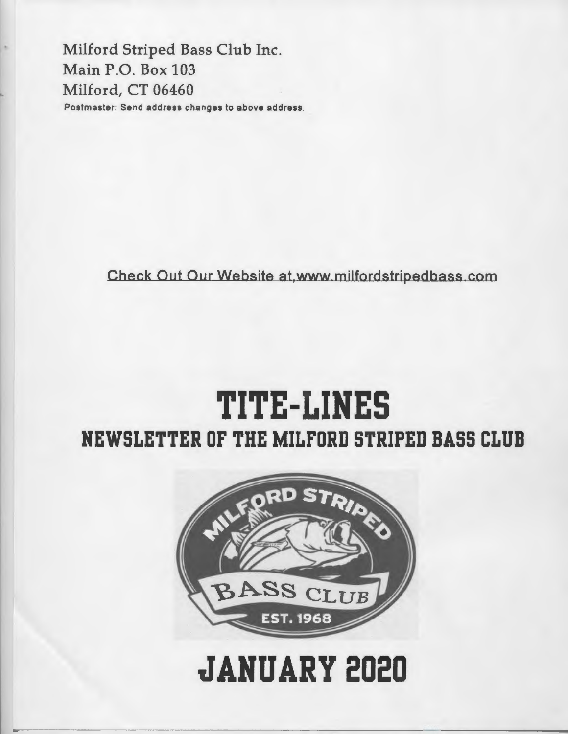Milford Striped Bass Club Inc.
Main P.O. Box 103
Milford, CT 06460

Postmaster: Send address changes to above address.

Check Out Our Website at www.milfordstripedbass.com

# TITE-LINES

## NEWSLETTER OF THE MILFORD STRIPED BASS CLUB

MILFORD STRIPED BASS CLUB EST. 1968

# JANUARY 2020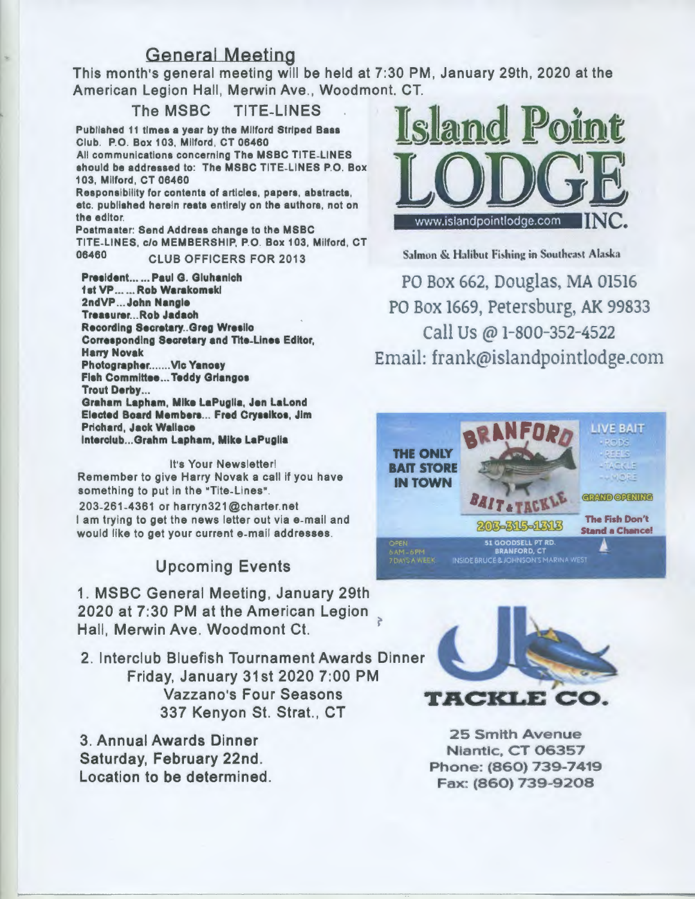## General Meeting

This month's general meeting will be held at 7:30 PM, January 29th, 2020 at the American Legion Hall, Merwin Ave., Woodmont. CT.

### The MSBC TITE-LINES

Published 11 times a year by the Milford Striped Bass Club. P.O. Box 103, Milford, CT 06460
All communications concerning The MSBC TITE-LINES should be addressed to: The MSBC TITE-LINES P.O. Box 103, Milford, CT 06460
Responsibility for contents of articles, papers, abstracts, etc. published herein rests entirely on the authors, not on the editor.
Postmaster: Send Address change to the MSBC TITE-LINES, c/o MEMBERSHIP, P.O. Box 103, Milford, CT 06460

**CLUB OFFICERS FOR 2013**

**President... ... Paul G. Gluhanich**
**1st VP... ... Rob Warakomski**
**2ndVP... John Nangle**
**Treasurer...Rob Jadach**
**Recording Secretary..Greg Wrasilo**
**Corresponding Secretary and Tite-Lines Editor, Harry Novak**
**Photographer.......Vic Yanosy**
**Fish Committee... Teddy Griangos**
**Trout Derby...**
**Graham Lapham, Mike LaPuglia, Jen LaLond**
**Elected Board Members... Fred Cryssikos, Jim Prichard, Jack Wallace**
**Interclub...Grahm Lapham, Mike LaPuglia**

It's Your Newsletter!
Remember to give Harry Novak a call if you have something to put in the "Tite-Lines".
203-261-4361 or harryn321@charter.net
I am trying to get the news letter out via e-mail and would like to get your current e-mail addresses.

## Upcoming Events

1. MSBC General Meeting, January 29th 2020 at 7:30 PM at the American Legion Hall, Merwin Ave. Woodmont Ct.

2. Interclub Bluefish Tournament Awards Dinner
Friday, January 31st 2020 7:00 PM
Vazzano's Four Seasons
337 Kenyon St. Strat., CT

3. Annual Awards Dinner
Saturday, February 22nd.
Location to be determined.

**Island Point LODGE INC.**
www.islandpointlodge.com
Salmon & Halibut Fishing in Southeast Alaska

PO Box 662, Douglas, MA 01516
PO Box 1669, Petersburg, AK 99833
Call Us @ 1-800-352-4522
Email: frank@islandpointlodge.com

**BRANFORD BAIT & TACKLE**
THE ONLY BAIT STORE IN TOWN
LIVE BAIT • RODS • REELS • TACKLE • + MORE
GRAND OPENING
203-315-1313
The Fish Don't Stand a Chance!
OPEN 6AM - 6PM 7 DAYS A WEEK
51 GOODSELL PT RD. BRANFORD, CT
INSIDE BRUCE & JOHNSON'S MARINA WEST

**JB TACKLE CO.**
25 Smith Avenue
Niantic, CT 06357
Phone: (860) 739-7419
Fax: (860) 739-9208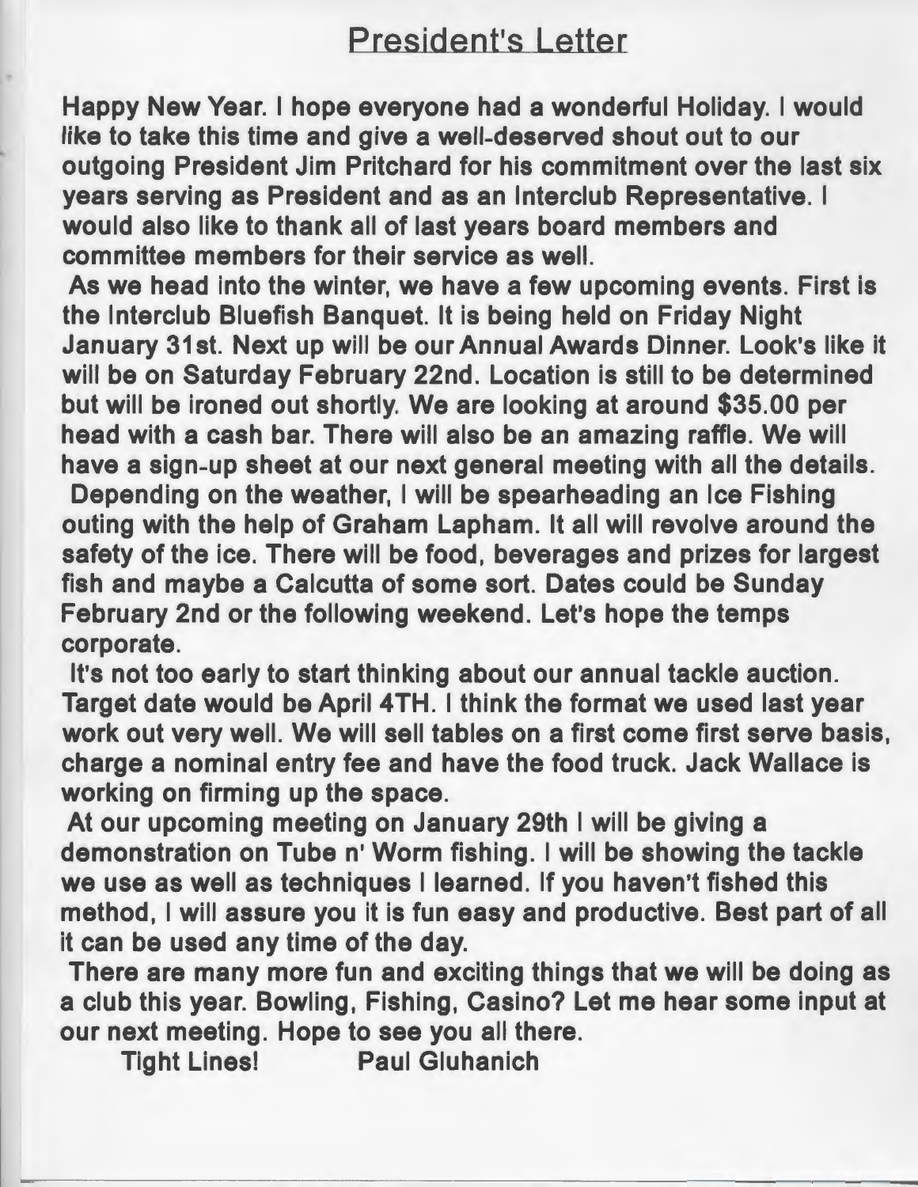## President's Letter

Happy New Year. I hope everyone had a wonderful Holiday. I would like to take this time and give a well-deserved shout out to our outgoing President Jim Pritchard for his commitment over the last six years serving as President and as an Interclub Representative. I would also like to thank all of last years board members and committee members for their service as well.

As we head into the winter, we have a few upcoming events. First is the Interclub Bluefish Banquet. It is being held on Friday Night January 31st. Next up will be our Annual Awards Dinner. Look's like it will be on Saturday February 22nd. Location is still to be determined but will be ironed out shortly. We are looking at around $35.00 per head with a cash bar. There will also be an amazing raffle. We will have a sign-up sheet at our next general meeting with all the details.

Depending on the weather, I will be spearheading an Ice Fishing outing with the help of Graham Lapham. It all will revolve around the safety of the ice. There will be food, beverages and prizes for largest fish and maybe a Calcutta of some sort. Dates could be Sunday February 2nd or the following weekend. Let's hope the temps corporate.

It's not too early to start thinking about our annual tackle auction. Target date would be April 4TH. I think the format we used last year work out very well. We will sell tables on a first come first serve basis, charge a nominal entry fee and have the food truck. Jack Wallace is working on firming up the space.

At our upcoming meeting on January 29th I will be giving a demonstration on Tube n' Worm fishing. I will be showing the tackle we use as well as techniques I learned. If you haven't fished this method, I will assure you it is fun easy and productive. Best part of all it can be used any time of the day.

There are many more fun and exciting things that we will be doing as a club this year. Bowling, Fishing, Casino? Let me hear some input at our next meeting. Hope to see you all there.

Tight Lines! Paul Gluhanich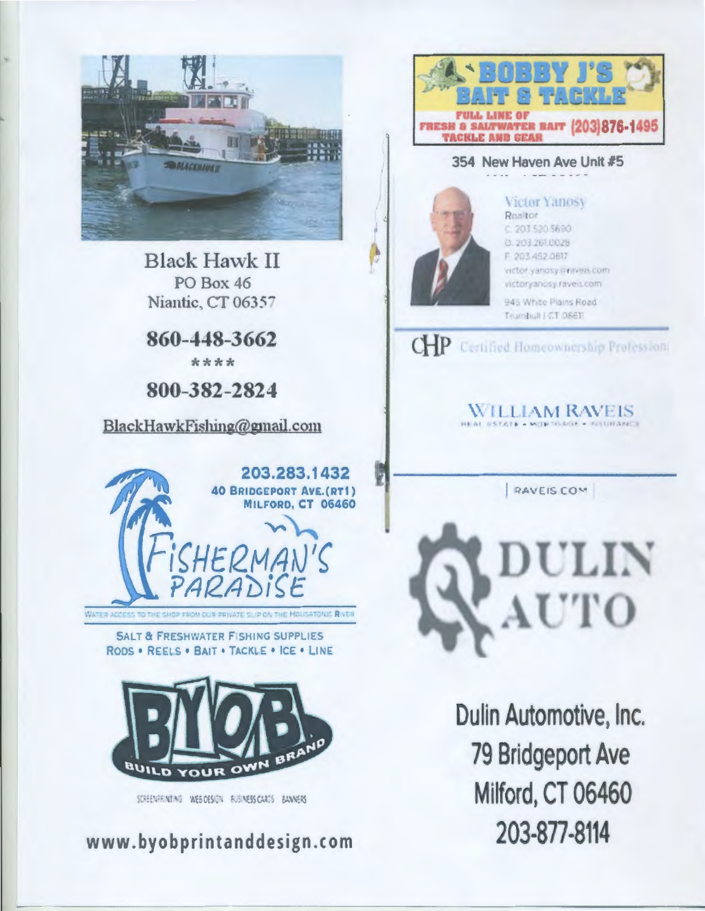Black Hawk II
PO Box 46
Niantic, CT 06357

**860-448-3662**

\*\*\*\*

**800-382-2824**

BlackHawkFishing@gmail.com

**203.283.1432**
**40 BRIDGEPORT AVE. (RT1)**
**MILFORD, CT 06460**

FISHERMAN'S PARADISE

WATER ACCESS TO THE SHOP FROM OUR PRIVATE SLIP ON THE HOUSATONIC RIVER

SALT & FRESHWATER FISHING SUPPLIES
RODS • REELS • BAIT • TACKLE • ICE • LINE

BYOB
BUILD YOUR OWN BRAND

SCREENPRINTING WEB DESIGN BUSINESS CARDS BANNERS

**www.byobprintanddesign.com**

**BOBBY J'S BAIT & TACKLE**

**FULL LINE OF FRESH & SALTWATER BAIT TACKLE AND GEAR (203)876-1495**

**354 New Haven Ave Unit #5**

Victor Yanosy
Realtor
C. 203.520.5690
O. 203.261.0028
F. 203.452.0817
victor.yanosy@raveis.com
victoryanosy.raveis.com
945 White Plains Road
Trumbull | CT 06611

CHP Certified Homeownership Professional

WILLIAM RAVEIS
REAL ESTATE • MORTGAGE • INSURANCE

RAVEIS.COM

DULIN AUTO

**Dulin Automotive, Inc.**
**79 Bridgeport Ave**
**Milford, CT 06460**
**203-877-8114**